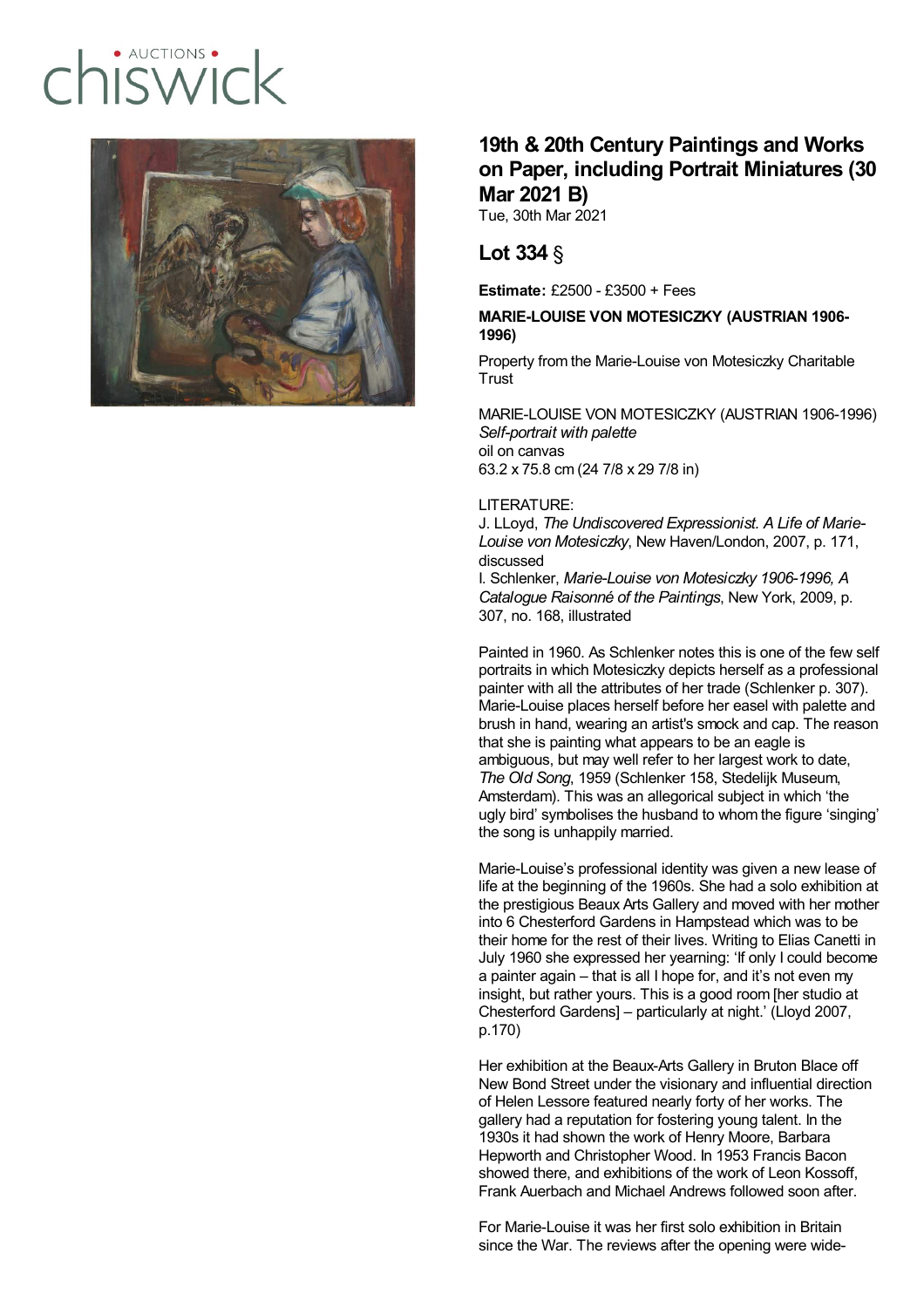# 19th & 20th Century Paintings and Works on Paper, including Portrait Miniatures (30 Mar 2021 B)

Tue, 30th Mar 2021

## Lot 334 §

**Estimate:** £2500 - £3500 + Fees

**MARIE-LOUISE VON MOTESICZKY (AUSTRIAN 1906-1996)**

Property from the Marie-Louise von Motesiczky Charitable Trust

MARIE-LOUISE VON MOTESICZKY (AUSTRIAN 1906-1996)
*Self-portrait with palette*
oil on canvas
63.2 x 75.8 cm (24 7/8 x 29 7/8 in)

LITERATURE:
J. LLoyd, *The Undiscovered Expressionist. A Life of Marie-Louise von Motesiczky*, New Haven/London, 2007, p. 171, discussed
I. Schlenker, *Marie-Louise von Motesiczky 1906-1996, A Catalogue Raisonné of the Paintings*, New York, 2009, p. 307, no. 168, illustrated

Painted in 1960. As Schlenker notes this is one of the few self portraits in which Motesiczky depicts herself as a professional painter with all the attributes of her trade (Schlenker p. 307). Marie-Louise places herself before her easel with palette and brush in hand, wearing an artist's smock and cap. The reason that she is painting what appears to be an eagle is ambiguous, but may well refer to her largest work to date, *The Old Song*, 1959 (Schlenker 158, Stedelijk Museum, Amsterdam). This was an allegorical subject in which 'the ugly bird' symbolises the husband to whom the figure 'singing' the song is unhappily married.

Marie-Louise's professional identity was given a new lease of life at the beginning of the 1960s. She had a solo exhibition at the prestigious Beaux Arts Gallery and moved with her mother into 6 Chesterford Gardens in Hampstead which was to be their home for the rest of their lives. Writing to Elias Canetti in July 1960 she expressed her yearning: 'If only I could become a painter again – that is all I hope for, and it's not even my insight, but rather yours. This is a good room [her studio at Chesterford Gardens] – particularly at night.' (Lloyd 2007, p.170)

Her exhibition at the Beaux-Arts Gallery in Bruton Blace off New Bond Street under the visionary and influential direction of Helen Lessore featured nearly forty of her works. The gallery had a reputation for fostering young talent. In the 1930s it had shown the work of Henry Moore, Barbara Hepworth and Christopher Wood. In 1953 Francis Bacon showed there, and exhibitions of the work of Leon Kossoff, Frank Auerbach and Michael Andrews followed soon after.

For Marie-Louise it was her first solo exhibition in Britain since the War. The reviews after the opening were wide-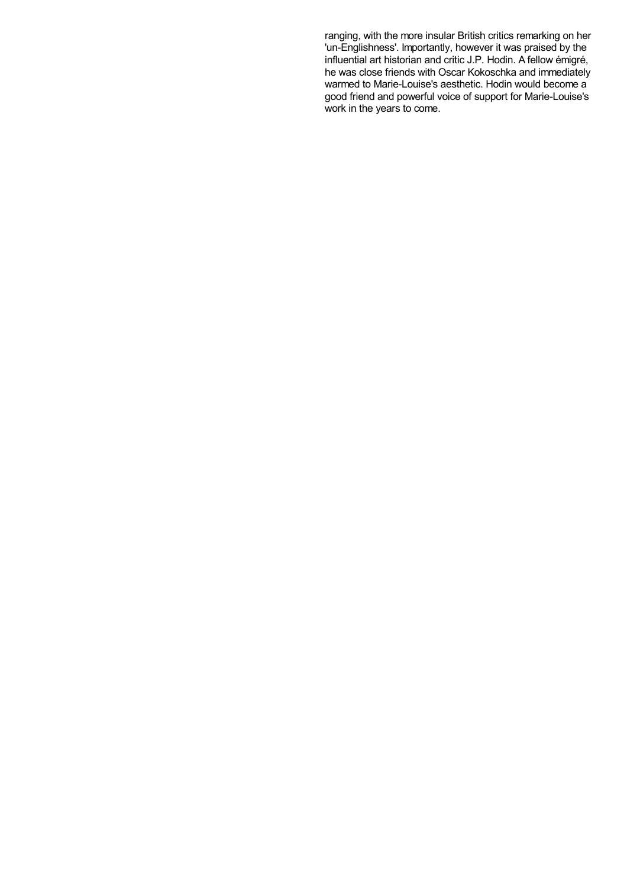ranging, with the more insular British critics remarking on her 'un-Englishness'. Importantly, however it was praised by the influential art historian and critic J.P. Hodin. A fellow émigré, he was close friends with Oscar Kokoschka and immediately warmed to Marie-Louise's aesthetic. Hodin would become a good friend and powerful voice of support for Marie-Louise's work in the years to come.